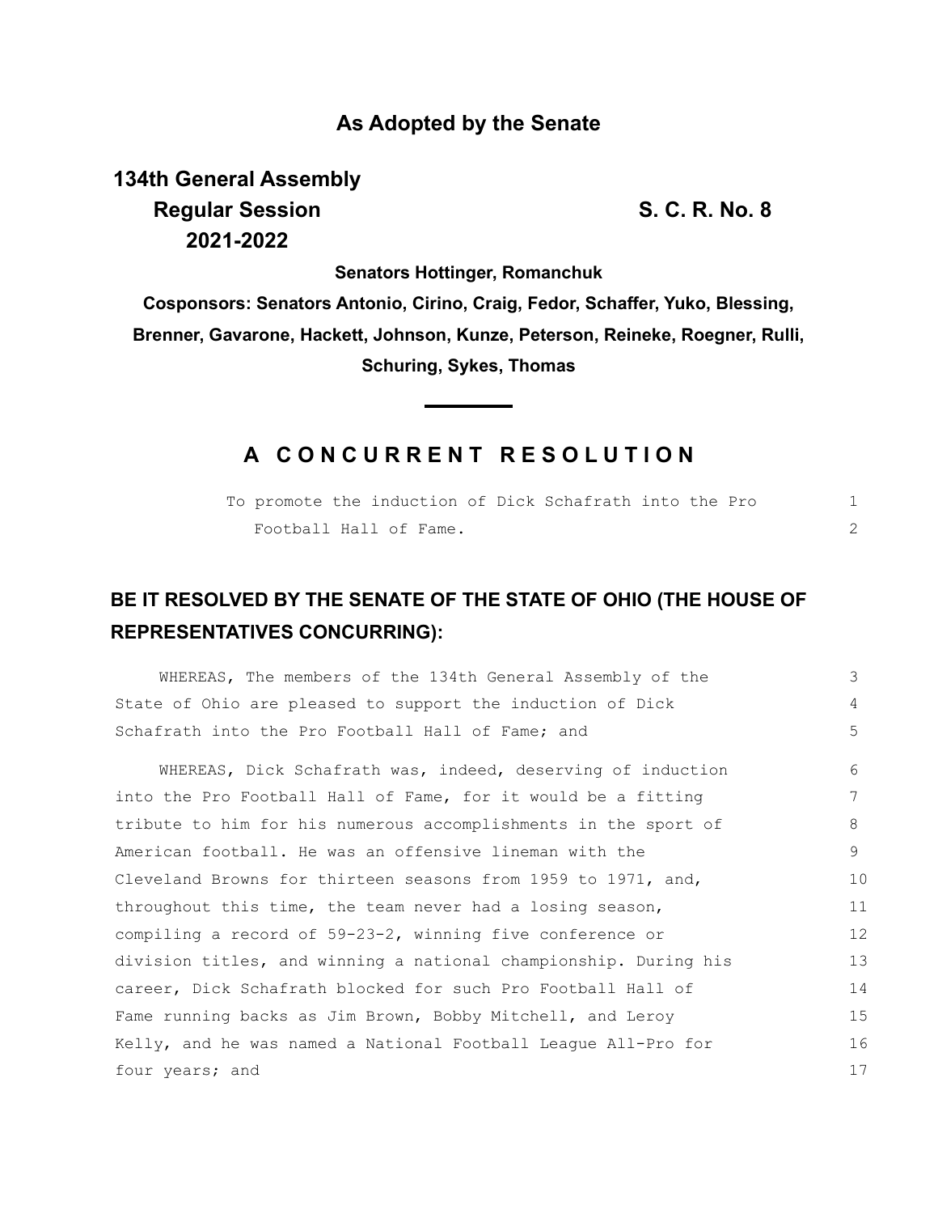**As Adopted by the Senate**

**134th General Assembly**
**Regular Session** **S. C. R. No. 8**
**2021-2022**

**Senators Hottinger, Romanchuk**

**Cosponsors: Senators Antonio, Cirino, Craig, Fedor, Schaffer, Yuko, Blessing, Brenner, Gavarone, Hackett, Johnson, Kunze, Peterson, Reineke, Roegner, Rulli, Schuring, Sykes, Thomas**

---

## A CONCURRENT RESOLUTION

To promote the induction of Dick Schafrath into the Pro Football Hall of Fame.

## BE IT RESOLVED BY THE SENATE OF THE STATE OF OHIO (THE HOUSE OF REPRESENTATIVES CONCURRING):

WHEREAS, The members of the 134th General Assembly of the State of Ohio are pleased to support the induction of Dick Schafrath into the Pro Football Hall of Fame; and

WHEREAS, Dick Schafrath was, indeed, deserving of induction into the Pro Football Hall of Fame, for it would be a fitting tribute to him for his numerous accomplishments in the sport of American football. He was an offensive lineman with the Cleveland Browns for thirteen seasons from 1959 to 1971, and, throughout this time, the team never had a losing season, compiling a record of 59-23-2, winning five conference or division titles, and winning a national championship. During his career, Dick Schafrath blocked for such Pro Football Hall of Fame running backs as Jim Brown, Bobby Mitchell, and Leroy Kelly, and he was named a National Football League All-Pro for four years; and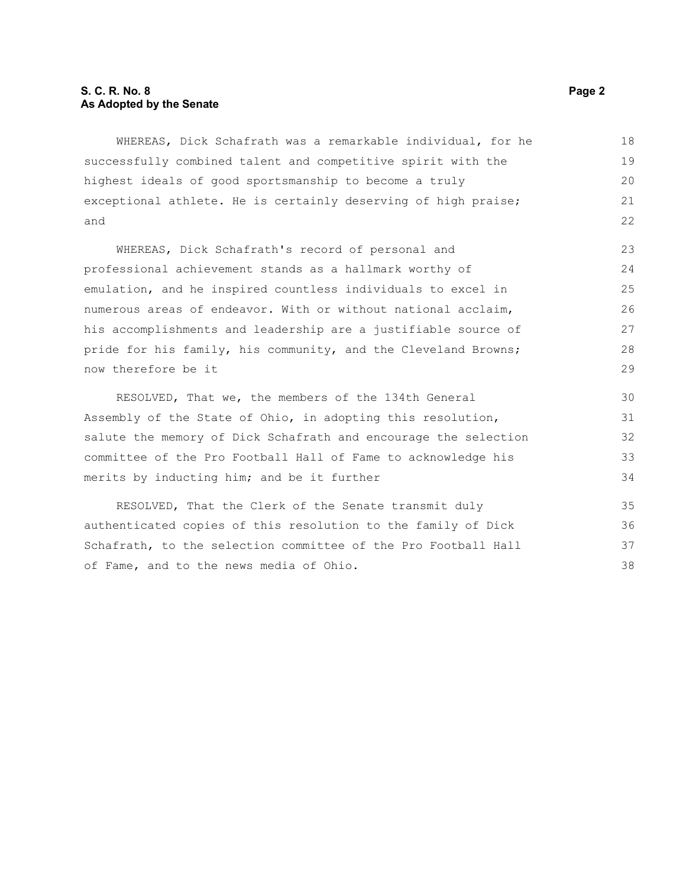WHEREAS, Dick Schafrath was a remarkable individual, for he successfully combined talent and competitive spirit with the highest ideals of good sportsmanship to become a truly exceptional athlete. He is certainly deserving of high praise; and

WHEREAS, Dick Schafrath's record of personal and professional achievement stands as a hallmark worthy of emulation, and he inspired countless individuals to excel in numerous areas of endeavor. With or without national acclaim, his accomplishments and leadership are a justifiable source of pride for his family, his community, and the Cleveland Browns; now therefore be it

RESOLVED, That we, the members of the 134th General Assembly of the State of Ohio, in adopting this resolution, salute the memory of Dick Schafrath and encourage the selection committee of the Pro Football Hall of Fame to acknowledge his merits by inducting him; and be it further

RESOLVED, That the Clerk of the Senate transmit duly authenticated copies of this resolution to the family of Dick Schafrath, to the selection committee of the Pro Football Hall of Fame, and to the news media of Ohio.